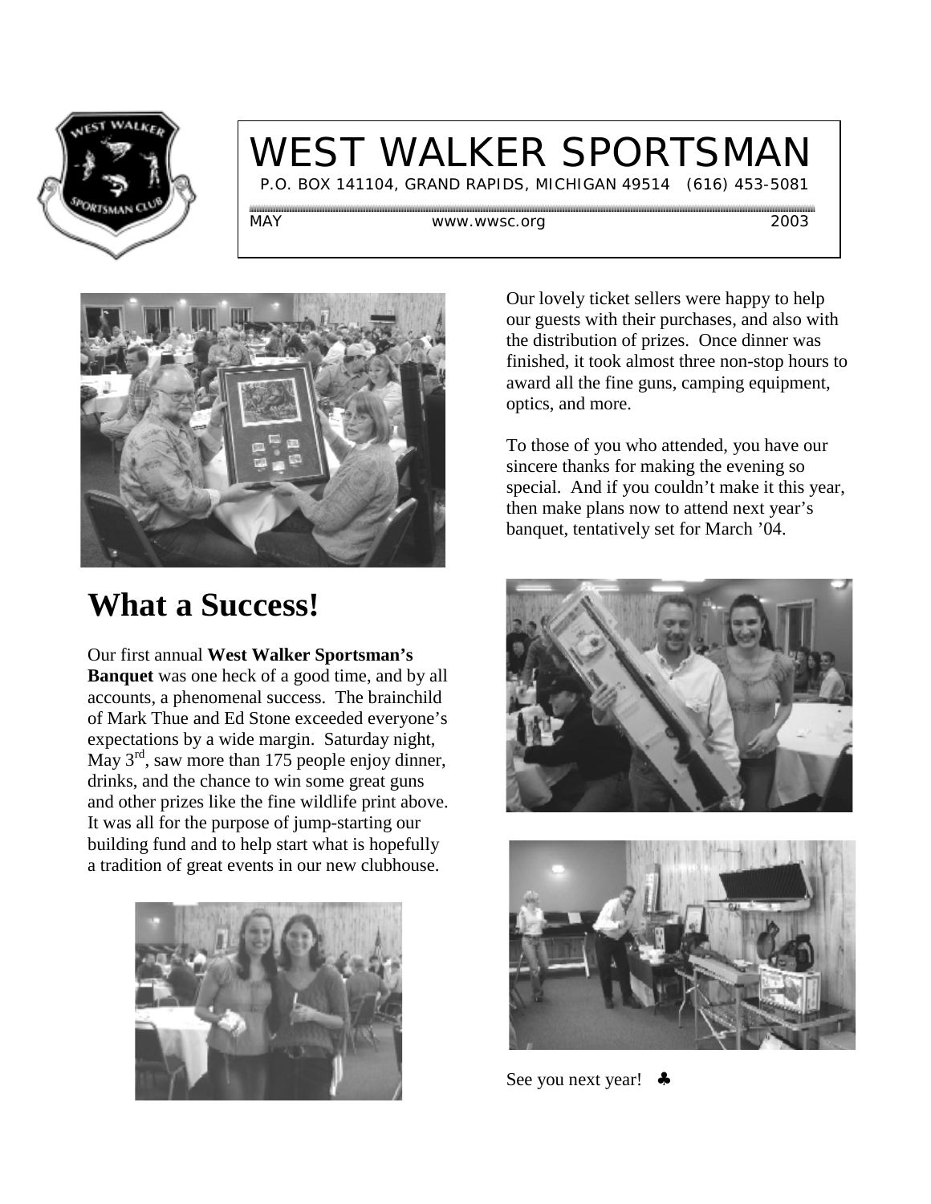# WEST WALKER SPORTSMAN

P.O. BOX 141104, GRAND RAPIDS, MICHIGAN 49514 (616) 453-5081

MAY www.wwsc.org 2003

## What a Success!

Our first annual **West Walker Sportsman's Banquet** was one heck of a good time, and by all accounts, a phenomenal success. The brainchild of Mark Thue and Ed Stone exceeded everyone's expectations by a wide margin. Saturday night, May 3rd, saw more than 175 people enjoy dinner, drinks, and the chance to win some great guns and other prizes like the fine wildlife print above. It was all for the purpose of jump-starting our building fund and to help start what is hopefully a tradition of great events in our new clubhouse.

Our lovely ticket sellers were happy to help our guests with their purchases, and also with the distribution of prizes. Once dinner was finished, it took almost three non-stop hours to award all the fine guns, camping equipment, optics, and more.

To those of you who attended, you have our sincere thanks for making the evening so special. And if you couldn't make it this year, then make plans now to attend next year's banquet, tentatively set for March '04.

See you next year! ♣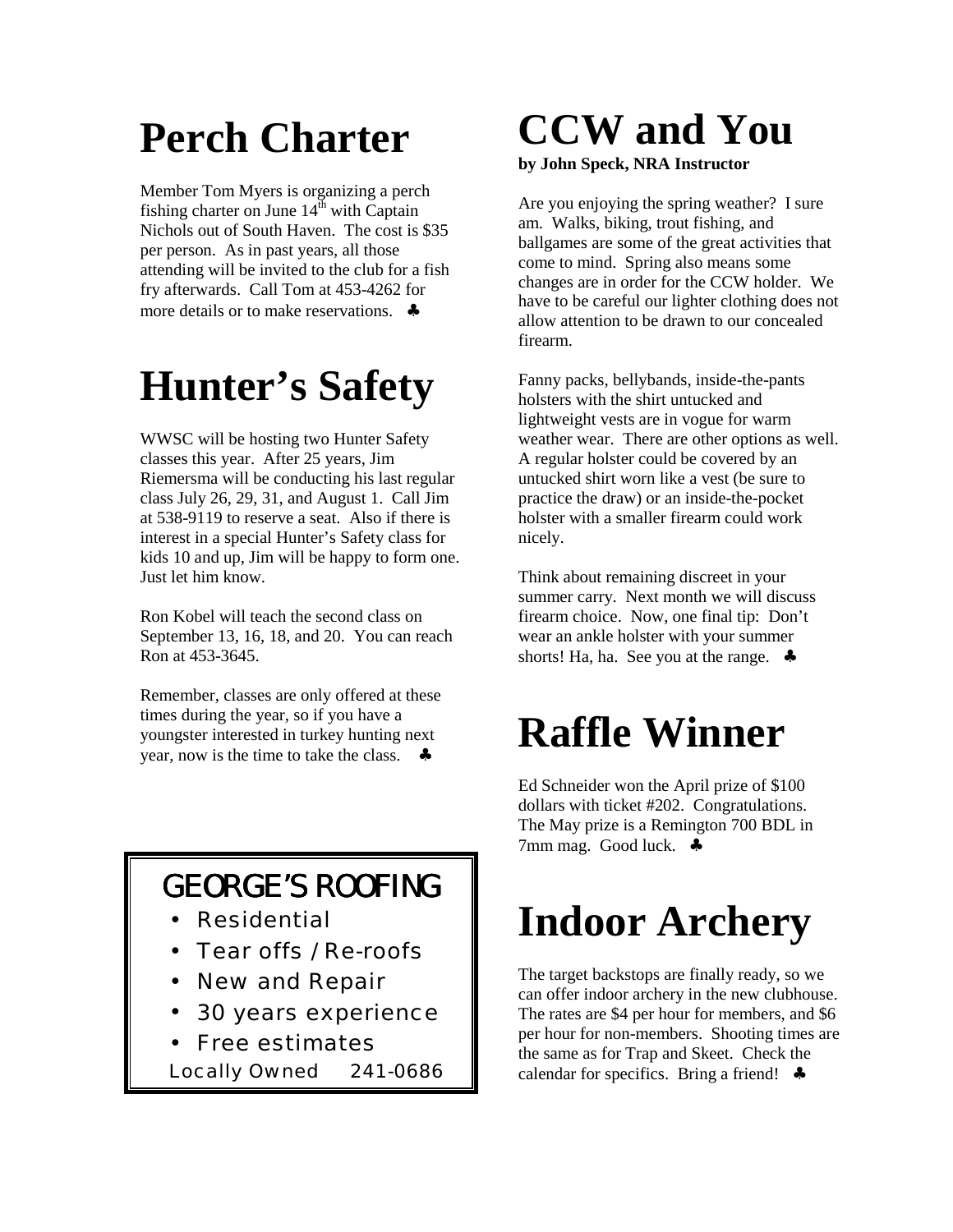# Perch Charter

Member Tom Myers is organizing a perch fishing charter on June 14th with Captain Nichols out of South Haven. The cost is $35 per person. As in past years, all those attending will be invited to the club for a fish fry afterwards. Call Tom at 453-4262 for more details or to make reservations. ♣

# Hunter's Safety

WWSC will be hosting two Hunter Safety classes this year. After 25 years, Jim Riemersma will be conducting his last regular class July 26, 29, 31, and August 1. Call Jim at 538-9119 to reserve a seat. Also if there is interest in a special Hunter's Safety class for kids 10 and up, Jim will be happy to form one. Just let him know.

Ron Kobel will teach the second class on September 13, 16, 18, and 20. You can reach Ron at 453-3645.

Remember, classes are only offered at these times during the year, so if you have a youngster interested in turkey hunting next year, now is the time to take the class. ♣

**GEORGE'S ROOFING**

- Residential
- Tear offs / Re-roofs
- New and Repair
- 30 years experience
- Free estimates

Locally Owned 241-0686

# CCW and You

**by John Speck, NRA Instructor**

Are you enjoying the spring weather? I sure am. Walks, biking, trout fishing, and ballgames are some of the great activities that come to mind. Spring also means some changes are in order for the CCW holder. We have to be careful our lighter clothing does not allow attention to be drawn to our concealed firearm.

Fanny packs, bellybands, inside-the-pants holsters with the shirt untucked and lightweight vests are in vogue for warm weather wear. There are other options as well. A regular holster could be covered by an untucked shirt worn like a vest (be sure to practice the draw) or an inside-the-pocket holster with a smaller firearm could work nicely.

Think about remaining discreet in your summer carry. Next month we will discuss firearm choice. Now, one final tip: Don't wear an ankle holster with your summer shorts! Ha, ha. See you at the range. ♣

# Raffle Winner

Ed Schneider won the April prize of $100 dollars with ticket #202. Congratulations. The May prize is a Remington 700 BDL in 7mm mag. Good luck. ♣

# Indoor Archery

The target backstops are finally ready, so we can offer indoor archery in the new clubhouse. The rates are $4 per hour for members, and $6 per hour for non-members. Shooting times are the same as for Trap and Skeet. Check the calendar for specifics. Bring a friend! ♣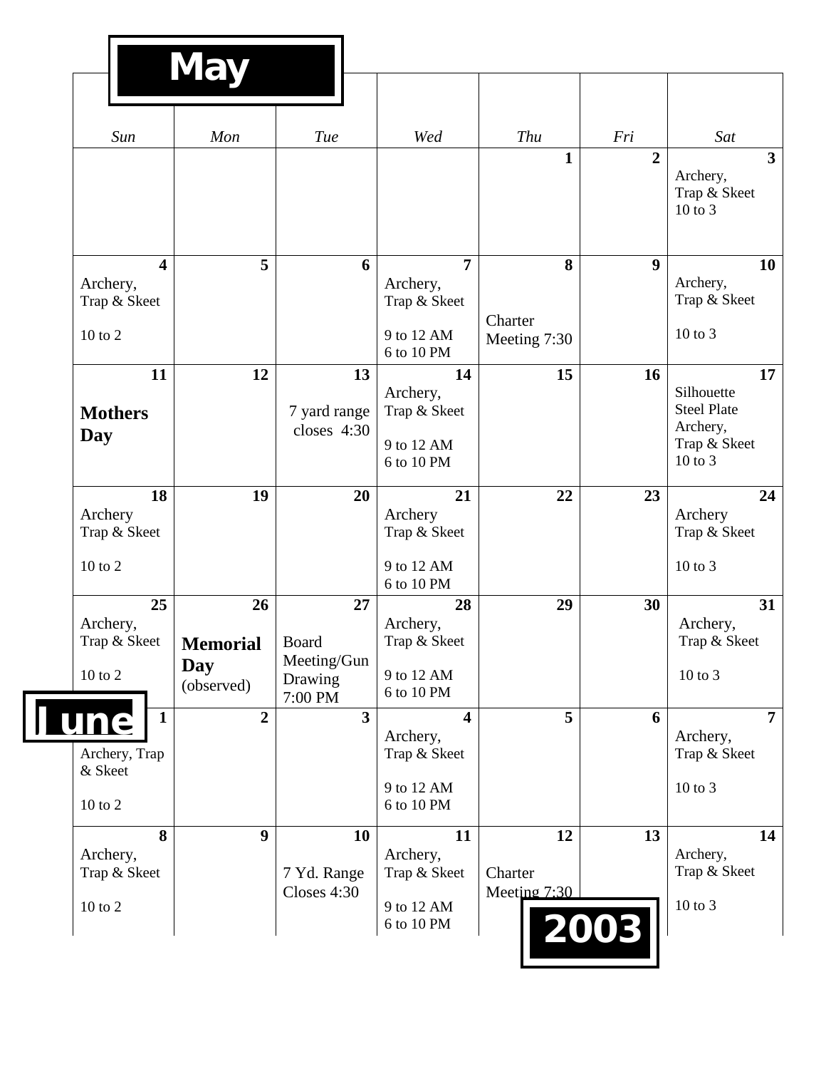# May

| Sun | Mon | Tue | Wed | Thu | Fri | Sat |
|---|---|---|---|---|---|---|
| | | | | **1** | **2** | **3** Archery, Trap & Skeet 10 to 3 |
| **4** Archery, Trap & Skeet 10 to 2 | **5** | **6** | **7** Archery, Trap & Skeet 9 to 12 AM 6 to 10 PM | **8** Charter Meeting 7:30 | **9** | **10** Archery, Trap & Skeet 10 to 3 |
| **11** **Mothers Day** | **12** | **13** 7 yard range closes 4:30 | **14** Archery, Trap & Skeet 9 to 12 AM 6 to 10 PM | **15** | **16** | **17** Silhouette Steel Plate Archery, Trap & Skeet 10 to 3 |
| **18** Archery Trap & Skeet 10 to 2 | **19** | **20** | **21** Archery Trap & Skeet 9 to 12 AM 6 to 10 PM | **22** | **23** | **24** Archery Trap & Skeet 10 to 3 |
| **25** Archery, Trap & Skeet 10 to 2 | **26** **Memorial Day** (observed) | **27** Board Meeting/Gun Drawing 7:00 PM | **28** Archery, Trap & Skeet 9 to 12 AM 6 to 10 PM | **29** | **30** | **31** Archery, Trap & Skeet 10 to 3 |

# June

| Sun | Mon | Tue | Wed | Thu | Fri | Sat |
|---|---|---|---|---|---|---|
| **1** Archery, Trap & Skeet 10 to 2 | **2** | **3** | **4** Archery, Trap & Skeet 9 to 12 AM 6 to 10 PM | **5** | **6** | **7** Archery, Trap & Skeet 10 to 3 |
| **8** Archery, Trap & Skeet 10 to 2 | **9** | **10** 7 Yd. Range Closes 4:30 | **11** Archery, Trap & Skeet 9 to 12 AM 6 to 10 PM | **12** Charter Meeting 7:30 | **13** | **14** Archery, Trap & Skeet 10 to 3 |

# 2003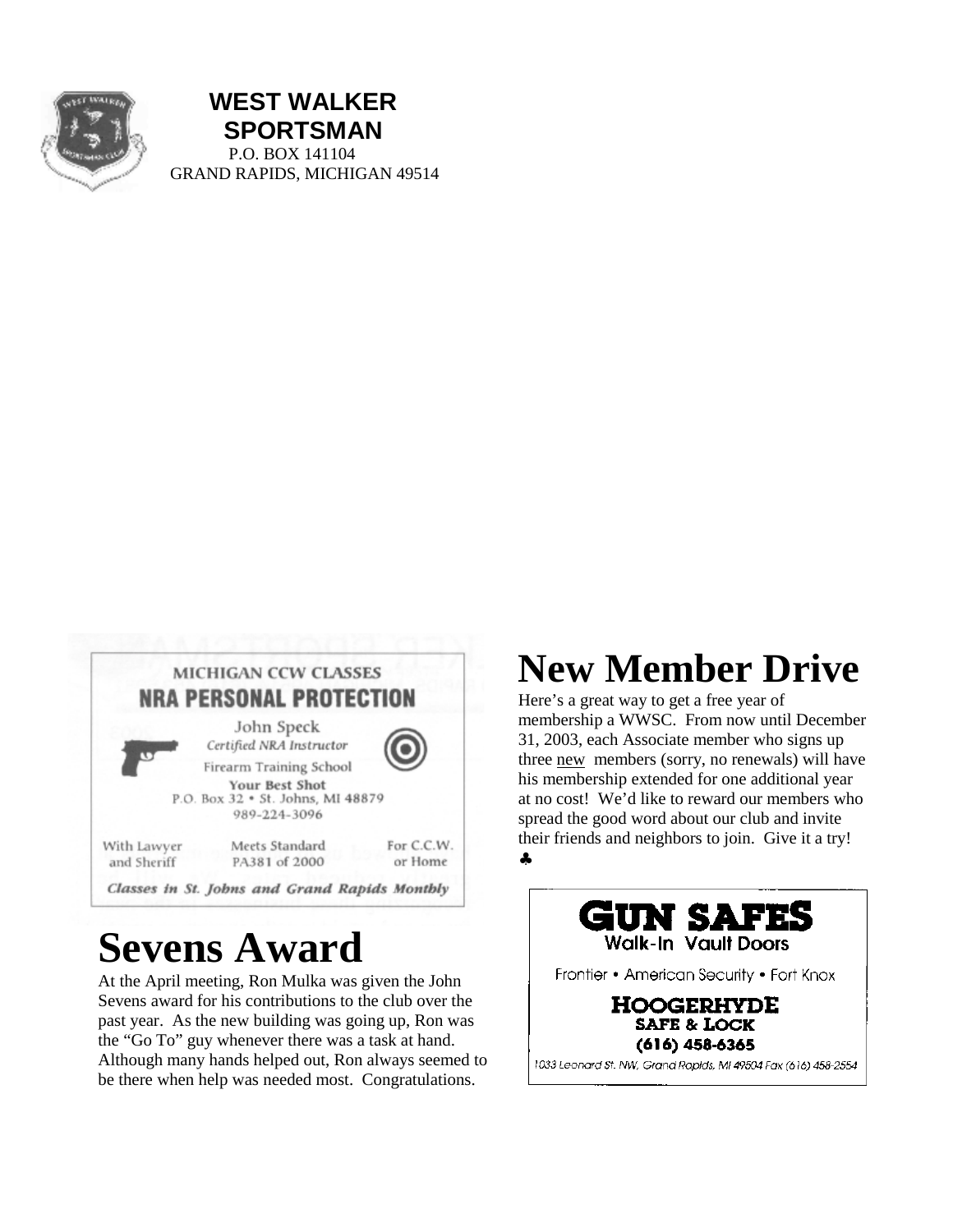**WEST WALKER SPORTSMAN**

P.O. BOX 141104
GRAND RAPIDS, MICHIGAN 49514

MICHIGAN CCW CLASSES

**NRA PERSONAL PROTECTION**

John Speck
*Certified NRA Instructor*
Firearm Training School
**Your Best Shot**
P.O. Box 32 • St. Johns, MI 48879
989-224-3096

With Lawyer and Sheriff — Meets Standard PA381 of 2000 — For C.C.W. or Home

***Classes in St. Johns and Grand Rapids Monthly***

# Sevens Award

At the April meeting, Ron Mulka was given the John Sevens award for his contributions to the club over the past year. As the new building was going up, Ron was the "Go To" guy whenever there was a task at hand. Although many hands helped out, Ron always seemed to be there when help was needed most. Congratulations.

# New Member Drive

Here's a great way to get a free year of membership a WWSC. From now until December 31, 2003, each Associate member who signs up three new members (sorry, no renewals) will have his membership extended for one additional year at no cost! We'd like to reward our members who spread the good word about our club and invite their friends and neighbors to join. Give it a try! ♣

**GUN SAFES**
Walk-In Vault Doors

Frontier • American Security • Fort Knox

**HOOGERHYDE**
**SAFE & LOCK**
**(616) 458-6365**

1033 Leonard St. NW, Grand Rapids, MI 49504 Fax (616) 458-2554